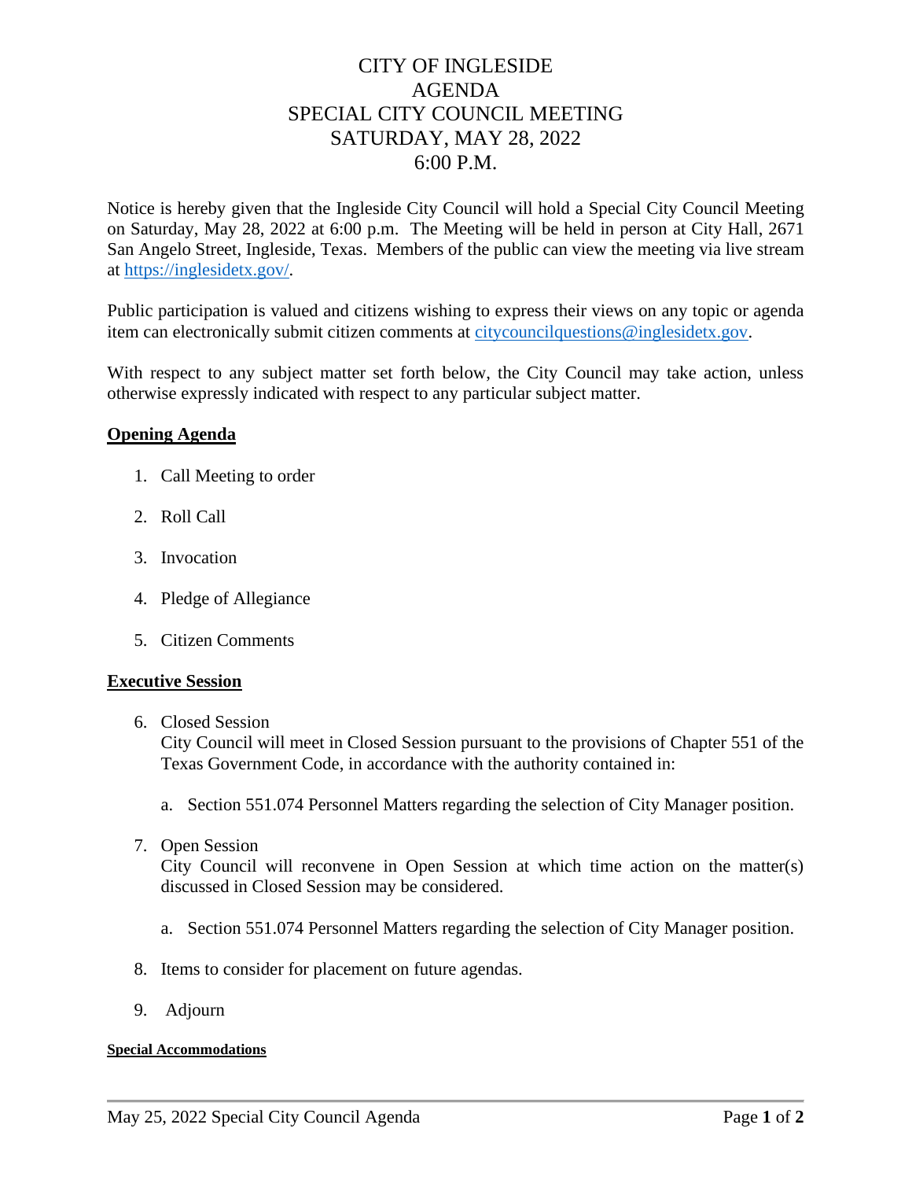# CITY OF INGLESIDE
# AGENDA
# SPECIAL CITY COUNCIL MEETING
# SATURDAY, MAY 28, 2022
# 6:00 P.M.

Notice is hereby given that the Ingleside City Council will hold a Special City Council Meeting on Saturday, May 28, 2022 at 6:00 p.m. The Meeting will be held in person at City Hall, 2671 San Angelo Street, Ingleside, Texas. Members of the public can view the meeting via live stream at https://inglesidetx.gov/.

Public participation is valued and citizens wishing to express their views on any topic or agenda item can electronically submit citizen comments at citycouncilquestions@inglesidetx.gov.

With respect to any subject matter set forth below, the City Council may take action, unless otherwise expressly indicated with respect to any particular subject matter.

**Opening Agenda**

1. Call Meeting to order
2. Roll Call
3. Invocation
4. Pledge of Allegiance
5. Citizen Comments

**Executive Session**

6. Closed Session
   City Council will meet in Closed Session pursuant to the provisions of Chapter 551 of the Texas Government Code, in accordance with the authority contained in:

   a. Section 551.074 Personnel Matters regarding the selection of City Manager position.

7. Open Session
   City Council will reconvene in Open Session at which time action on the matter(s) discussed in Closed Session may be considered.

   a. Section 551.074 Personnel Matters regarding the selection of City Manager position.

8. Items to consider for placement on future agendas.
9. Adjourn

**Special Accommodations**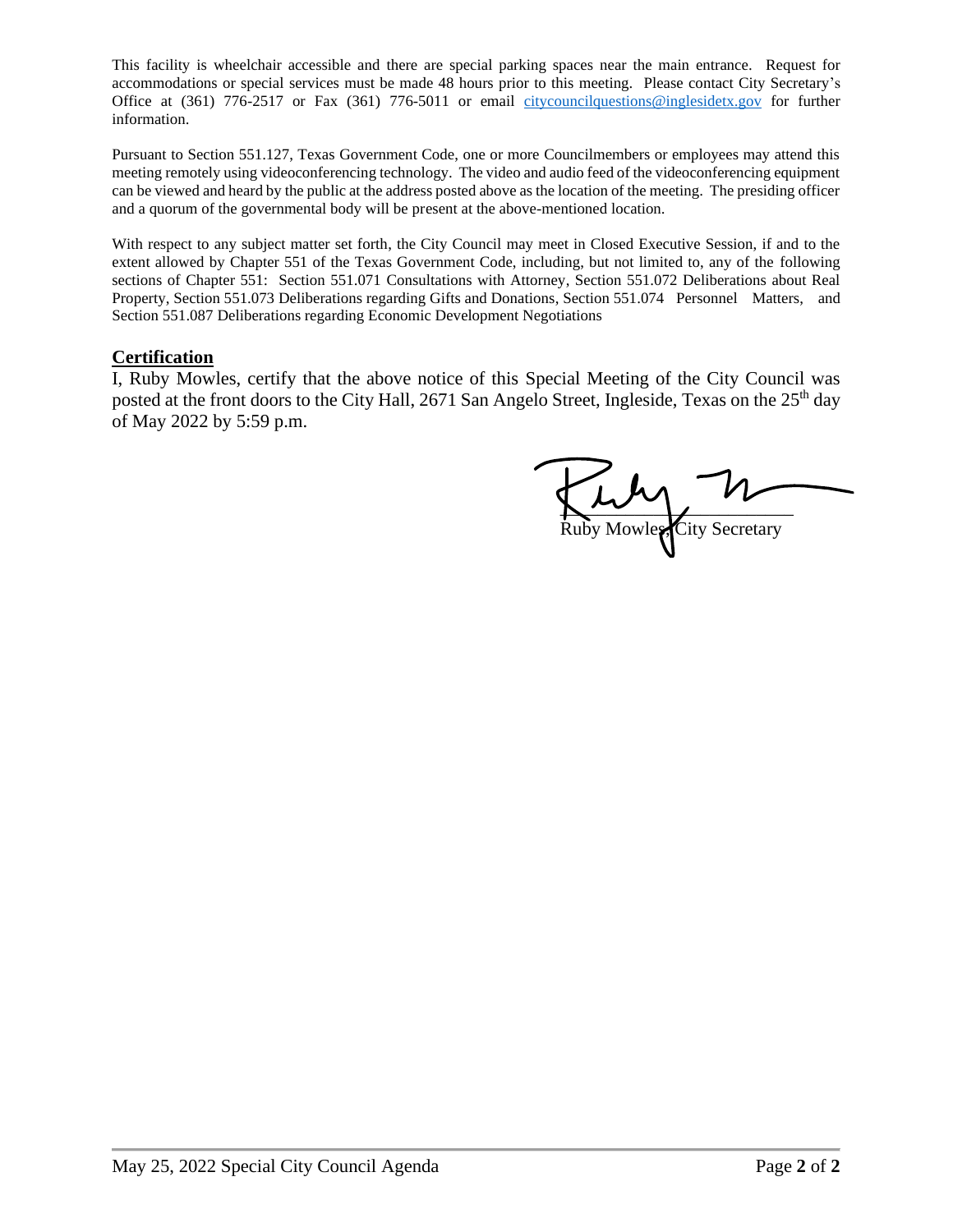This facility is wheelchair accessible and there are special parking spaces near the main entrance. Request for accommodations or special services must be made 48 hours prior to this meeting. Please contact City Secretary's Office at (361) 776-2517 or Fax (361) 776-5011 or email citycouncilquestions@inglesidetx.gov for further information.

Pursuant to Section 551.127, Texas Government Code, one or more Councilmembers or employees may attend this meeting remotely using videoconferencing technology. The video and audio feed of the videoconferencing equipment can be viewed and heard by the public at the address posted above as the location of the meeting. The presiding officer and a quorum of the governmental body will be present at the above-mentioned location.

With respect to any subject matter set forth, the City Council may meet in Closed Executive Session, if and to the extent allowed by Chapter 551 of the Texas Government Code, including, but not limited to, any of the following sections of Chapter 551: Section 551.071 Consultations with Attorney, Section 551.072 Deliberations about Real Property, Section 551.073 Deliberations regarding Gifts and Donations, Section 551.074 Personnel Matters, and Section 551.087 Deliberations regarding Economic Development Negotiations

## Certification

I, Ruby Mowles, certify that the above notice of this Special Meeting of the City Council was posted at the front doors to the City Hall, 2671 San Angelo Street, Ingleside, Texas on the 25th day of May 2022 by 5:59 p.m.

Ruby Mowles, City Secretary